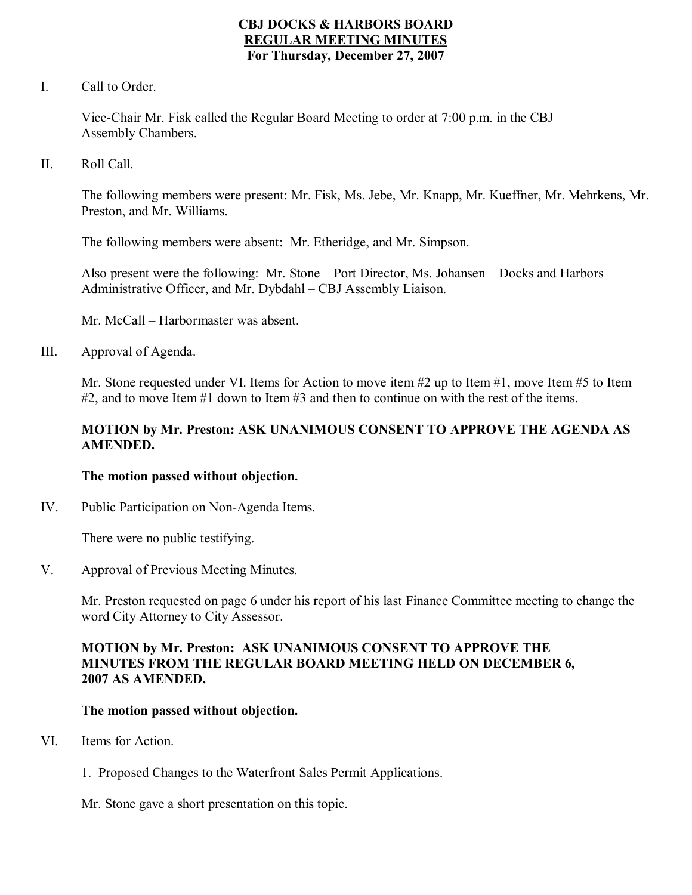# CBJ DOCKS & HARBORS BOARD
## REGULAR MEETING MINUTES
### For Thursday, December 27, 2007

I. Call to Order.

Vice-Chair Mr. Fisk called the Regular Board Meeting to order at 7:00 p.m. in the CBJ Assembly Chambers.

II. Roll Call.

The following members were present: Mr. Fisk, Ms. Jebe, Mr. Knapp, Mr. Kueffner, Mr. Mehrkens, Mr. Preston, and Mr. Williams.

The following members were absent: Mr. Etheridge, and Mr. Simpson.

Also present were the following: Mr. Stone – Port Director, Ms. Johansen – Docks and Harbors Administrative Officer, and Mr. Dybdahl – CBJ Assembly Liaison.

Mr. McCall – Harbormaster was absent.

III. Approval of Agenda.

Mr. Stone requested under VI. Items for Action to move item #2 up to Item #1, move Item #5 to Item #2, and to move Item #1 down to Item #3 and then to continue on with the rest of the items.

**MOTION by Mr. Preston: ASK UNANIMOUS CONSENT TO APPROVE THE AGENDA AS AMENDED.**

**The motion passed without objection.**

IV. Public Participation on Non-Agenda Items.

There were no public testifying.

V. Approval of Previous Meeting Minutes.

Mr. Preston requested on page 6 under his report of his last Finance Committee meeting to change the word City Attorney to City Assessor.

**MOTION by Mr. Preston: ASK UNANIMOUS CONSENT TO APPROVE THE MINUTES FROM THE REGULAR BOARD MEETING HELD ON DECEMBER 6, 2007 AS AMENDED.**

**The motion passed without objection.**

VI. Items for Action.

1. Proposed Changes to the Waterfront Sales Permit Applications.

Mr. Stone gave a short presentation on this topic.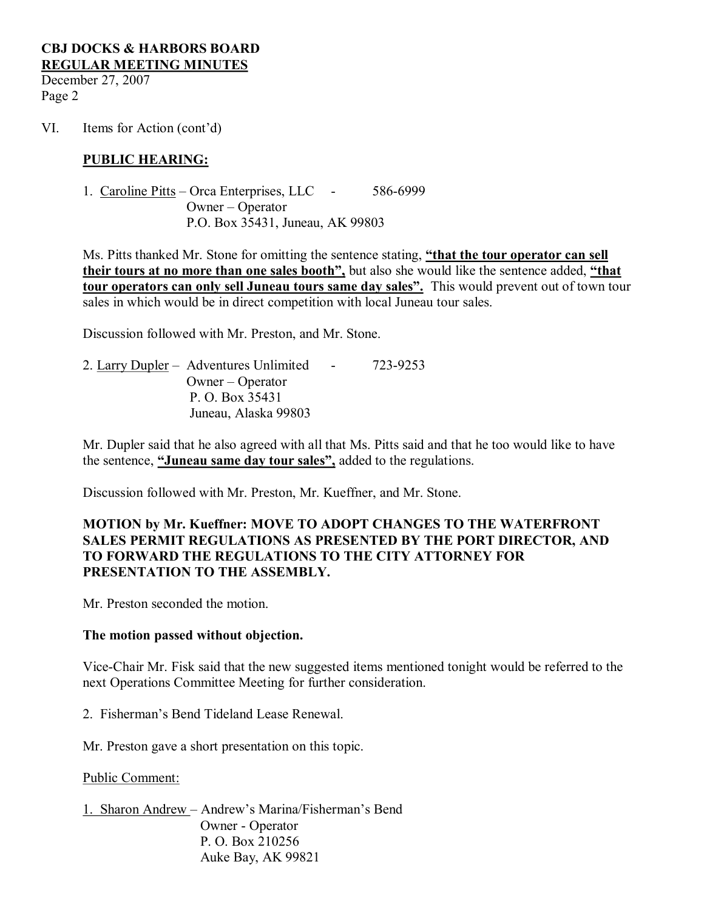VI. Items for Action (cont'd)

**PUBLIC HEARING:**

1. Caroline Pitts – Orca Enterprises, LLC - 586-6999
   Owner – Operator
   P.O. Box 35431, Juneau, AK 99803

Ms. Pitts thanked Mr. Stone for omitting the sentence stating, **"that the tour operator can sell their tours at no more than one sales booth",** but also she would like the sentence added, **"that tour operators can only sell Juneau tours same day sales".** This would prevent out of town tour sales in which would be in direct competition with local Juneau tour sales.

Discussion followed with Mr. Preston, and Mr. Stone.

2. Larry Dupler – Adventures Unlimited - 723-9253
   Owner – Operator
   P. O. Box 35431
   Juneau, Alaska 99803

Mr. Dupler said that he also agreed with all that Ms. Pitts said and that he too would like to have the sentence, **"Juneau same day tour sales",** added to the regulations.

Discussion followed with Mr. Preston, Mr. Kueffner, and Mr. Stone.

**MOTION by Mr. Kueffner: MOVE TO ADOPT CHANGES TO THE WATERFRONT SALES PERMIT REGULATIONS AS PRESENTED BY THE PORT DIRECTOR, AND TO FORWARD THE REGULATIONS TO THE CITY ATTORNEY FOR PRESENTATION TO THE ASSEMBLY.**

Mr. Preston seconded the motion.

**The motion passed without objection.**

Vice-Chair Mr. Fisk said that the new suggested items mentioned tonight would be referred to the next Operations Committee Meeting for further consideration.

2. Fisherman's Bend Tideland Lease Renewal.

Mr. Preston gave a short presentation on this topic.

Public Comment:

1. Sharon Andrew – Andrew's Marina/Fisherman's Bend
   Owner - Operator
   P. O. Box 210256
   Auke Bay, AK 99821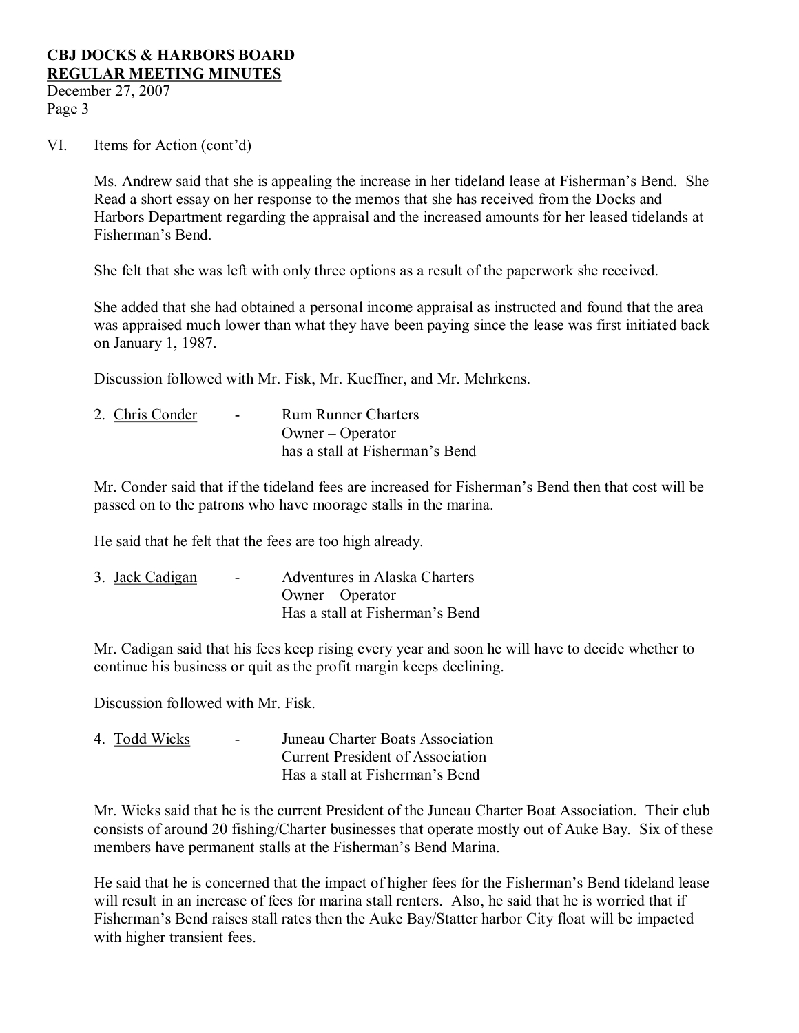VI. Items for Action (cont'd)

Ms. Andrew said that she is appealing the increase in her tideland lease at Fisherman's Bend. She Read a short essay on her response to the memos that she has received from the Docks and Harbors Department regarding the appraisal and the increased amounts for her leased tidelands at Fisherman's Bend.

She felt that she was left with only three options as a result of the paperwork she received.

She added that she had obtained a personal income appraisal as instructed and found that the area was appraised much lower than what they have been paying since the lease was first initiated back on January 1, 1987.

Discussion followed with Mr. Fisk, Mr. Kueffner, and Mr. Mehrkens.

2. <u>Chris Conder</u> - Rum Runner Charters
   Owner – Operator
   has a stall at Fisherman's Bend

Mr. Conder said that if the tideland fees are increased for Fisherman's Bend then that cost will be passed on to the patrons who have moorage stalls in the marina.

He said that he felt that the fees are too high already.

3. <u>Jack Cadigan</u> - Adventures in Alaska Charters
   Owner – Operator
   Has a stall at Fisherman's Bend

Mr. Cadigan said that his fees keep rising every year and soon he will have to decide whether to continue his business or quit as the profit margin keeps declining.

Discussion followed with Mr. Fisk.

4. <u>Todd Wicks</u> - Juneau Charter Boats Association
   Current President of Association
   Has a stall at Fisherman's Bend

Mr. Wicks said that he is the current President of the Juneau Charter Boat Association. Their club consists of around 20 fishing/Charter businesses that operate mostly out of Auke Bay. Six of these members have permanent stalls at the Fisherman's Bend Marina.

He said that he is concerned that the impact of higher fees for the Fisherman's Bend tideland lease will result in an increase of fees for marina stall renters. Also, he said that he is worried that if Fisherman's Bend raises stall rates then the Auke Bay/Statter harbor City float will be impacted with higher transient fees.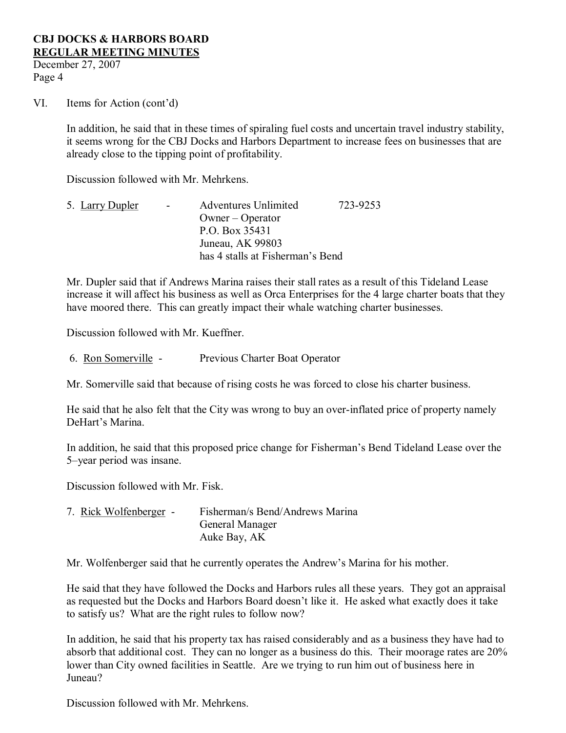VI. Items for Action (cont'd)

In addition, he said that in these times of spiraling fuel costs and uncertain travel industry stability, it seems wrong for the CBJ Docks and Harbors Department to increase fees on businesses that are already close to the tipping point of profitability.

Discussion followed with Mr. Mehrkens.

5. Larry Dupler - Adventures Unlimited 723-9253
   Owner – Operator
   P.O. Box 35431
   Juneau, AK 99803
   has 4 stalls at Fisherman's Bend

Mr. Dupler said that if Andrews Marina raises their stall rates as a result of this Tideland Lease increase it will affect his business as well as Orca Enterprises for the 4 large charter boats that they have moored there. This can greatly impact their whale watching charter businesses.

Discussion followed with Mr. Kueffner.

6. Ron Somerville - Previous Charter Boat Operator

Mr. Somerville said that because of rising costs he was forced to close his charter business.

He said that he also felt that the City was wrong to buy an over-inflated price of property namely DeHart's Marina.

In addition, he said that this proposed price change for Fisherman's Bend Tideland Lease over the 5–year period was insane.

Discussion followed with Mr. Fisk.

7. Rick Wolfenberger - Fisherman/s Bend/Andrews Marina
   General Manager
   Auke Bay, AK

Mr. Wolfenberger said that he currently operates the Andrew's Marina for his mother.

He said that they have followed the Docks and Harbors rules all these years. They got an appraisal as requested but the Docks and Harbors Board doesn't like it. He asked what exactly does it take to satisfy us? What are the right rules to follow now?

In addition, he said that his property tax has raised considerably and as a business they have had to absorb that additional cost. They can no longer as a business do this. Their moorage rates are 20% lower than City owned facilities in Seattle. Are we trying to run him out of business here in Juneau?

Discussion followed with Mr. Mehrkens.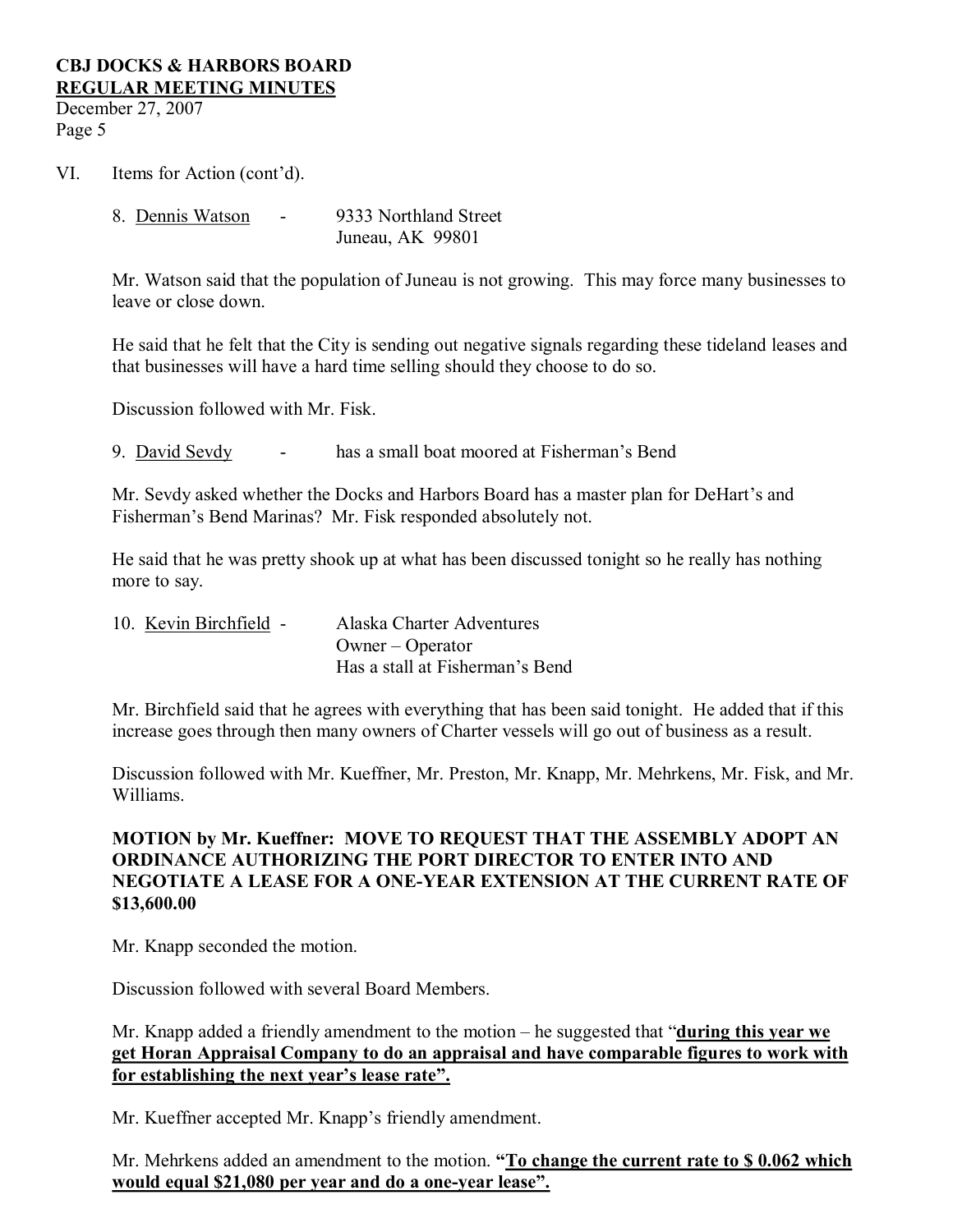VI. Items for Action (cont'd).

8. Dennis Watson - 9333 Northland Street
Juneau, AK 99801

Mr. Watson said that the population of Juneau is not growing. This may force many businesses to leave or close down.

He said that he felt that the City is sending out negative signals regarding these tideland leases and that businesses will have a hard time selling should they choose to do so.

Discussion followed with Mr. Fisk.

9. David Sevdy - has a small boat moored at Fisherman's Bend

Mr. Sevdy asked whether the Docks and Harbors Board has a master plan for DeHart's and Fisherman's Bend Marinas? Mr. Fisk responded absolutely not.

He said that he was pretty shook up at what has been discussed tonight so he really has nothing more to say.

10. Kevin Birchfield - Alaska Charter Adventures
Owner – Operator
Has a stall at Fisherman's Bend

Mr. Birchfield said that he agrees with everything that has been said tonight. He added that if this increase goes through then many owners of Charter vessels will go out of business as a result.

Discussion followed with Mr. Kueffner, Mr. Preston, Mr. Knapp, Mr. Mehrkens, Mr. Fisk, and Mr. Williams.

**MOTION by Mr. Kueffner: MOVE TO REQUEST THAT THE ASSEMBLY ADOPT AN ORDINANCE AUTHORIZING THE PORT DIRECTOR TO ENTER INTO AND NEGOTIATE A LEASE FOR A ONE-YEAR EXTENSION AT THE CURRENT RATE OF $13,600.00**

Mr. Knapp seconded the motion.

Discussion followed with several Board Members.

Mr. Knapp added a friendly amendment to the motion – he suggested that "**during this year we get Horan Appraisal Company to do an appraisal and have comparable figures to work with for establishing the next year's lease rate".**

Mr. Kueffner accepted Mr. Knapp's friendly amendment.

Mr. Mehrkens added an amendment to the motion. **"To change the current rate to $ 0.062 which would equal $21,080 per year and do a one-year lease".**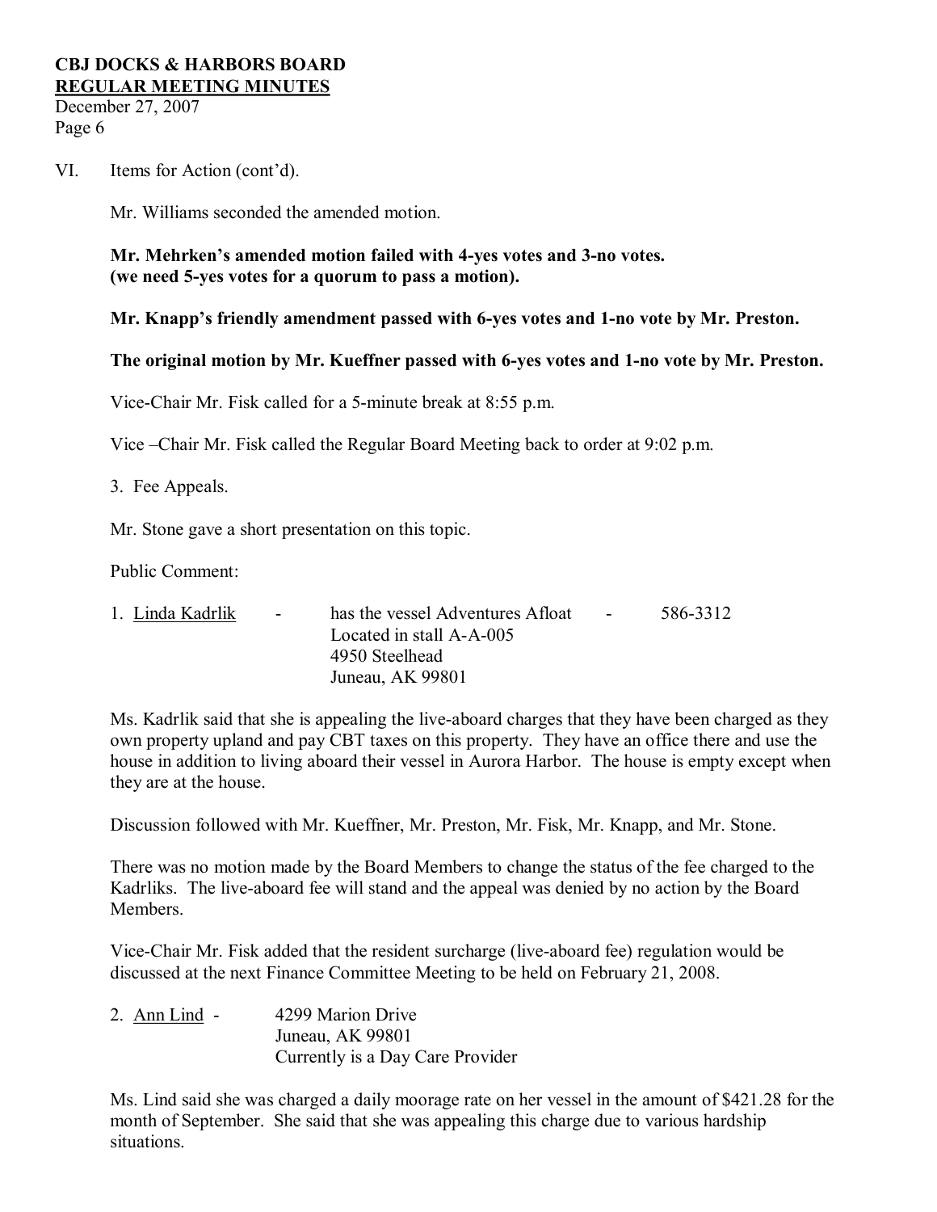VI. Items for Action (cont'd).

Mr. Williams seconded the amended motion.

**Mr. Mehrken's amended motion failed with 4-yes votes and 3-no votes. (we need 5-yes votes for a quorum to pass a motion).**

**Mr. Knapp's friendly amendment passed with 6-yes votes and 1-no vote by Mr. Preston.**

**The original motion by Mr. Kueffner passed with 6-yes votes and 1-no vote by Mr. Preston.**

Vice-Chair Mr. Fisk called for a 5-minute break at 8:55 p.m.

Vice –Chair Mr. Fisk called the Regular Board Meeting back to order at 9:02 p.m.

3. Fee Appeals.

Mr. Stone gave a short presentation on this topic.

Public Comment:

1. Linda Kadrlik - has the vessel Adventures Afloat - 586-3312
   Located in stall A-A-005
   4950 Steelhead
   Juneau, AK 99801

Ms. Kadrlik said that she is appealing the live-aboard charges that they have been charged as they own property upland and pay CBT taxes on this property. They have an office there and use the house in addition to living aboard their vessel in Aurora Harbor. The house is empty except when they are at the house.

Discussion followed with Mr. Kueffner, Mr. Preston, Mr. Fisk, Mr. Knapp, and Mr. Stone.

There was no motion made by the Board Members to change the status of the fee charged to the Kadrliks. The live-aboard fee will stand and the appeal was denied by no action by the Board Members.

Vice-Chair Mr. Fisk added that the resident surcharge (live-aboard fee) regulation would be discussed at the next Finance Committee Meeting to be held on February 21, 2008.

2. Ann Lind - 4299 Marion Drive
   Juneau, AK 99801
   Currently is a Day Care Provider

Ms. Lind said she was charged a daily moorage rate on her vessel in the amount of $421.28 for the month of September. She said that she was appealing this charge due to various hardship situations.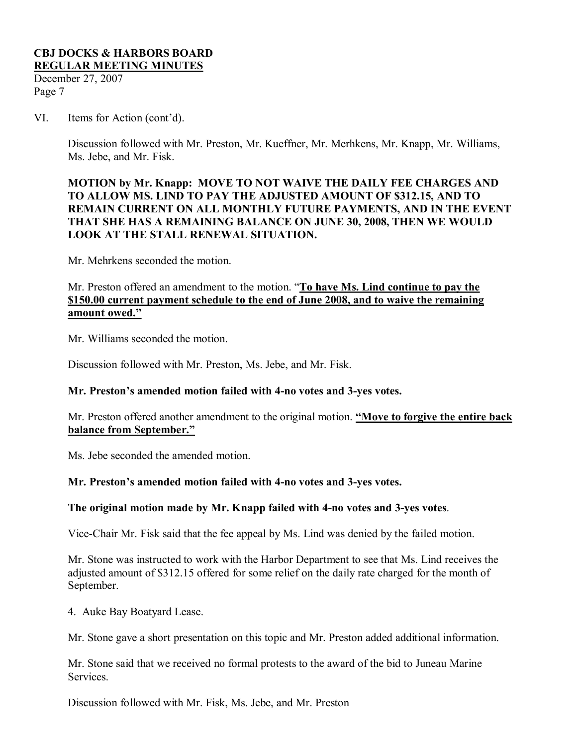VI. Items for Action (cont'd).

Discussion followed with Mr. Preston, Mr. Kueffner, Mr. Merhkens, Mr. Knapp, Mr. Williams, Ms. Jebe, and Mr. Fisk.

**MOTION by Mr. Knapp: MOVE TO NOT WAIVE THE DAILY FEE CHARGES AND TO ALLOW MS. LIND TO PAY THE ADJUSTED AMOUNT OF $312.15, AND TO REMAIN CURRENT ON ALL MONTHLY FUTURE PAYMENTS, AND IN THE EVENT THAT SHE HAS A REMAINING BALANCE ON JUNE 30, 2008, THEN WE WOULD LOOK AT THE STALL RENEWAL SITUATION.**

Mr. Mehrkens seconded the motion.

Mr. Preston offered an amendment to the motion. "**To have Ms. Lind continue to pay the $150.00 current payment schedule to the end of June 2008, and to waive the remaining amount owed."**

Mr. Williams seconded the motion.

Discussion followed with Mr. Preston, Ms. Jebe, and Mr. Fisk.

**Mr. Preston's amended motion failed with 4-no votes and 3-yes votes.**

Mr. Preston offered another amendment to the original motion. **"Move to forgive the entire back balance from September."**

Ms. Jebe seconded the amended motion.

**Mr. Preston's amended motion failed with 4-no votes and 3-yes votes.**

**The original motion made by Mr. Knapp failed with 4-no votes and 3-yes votes**.

Vice-Chair Mr. Fisk said that the fee appeal by Ms. Lind was denied by the failed motion.

Mr. Stone was instructed to work with the Harbor Department to see that Ms. Lind receives the adjusted amount of $312.15 offered for some relief on the daily rate charged for the month of September.

4. Auke Bay Boatyard Lease.

Mr. Stone gave a short presentation on this topic and Mr. Preston added additional information.

Mr. Stone said that we received no formal protests to the award of the bid to Juneau Marine Services.

Discussion followed with Mr. Fisk, Ms. Jebe, and Mr. Preston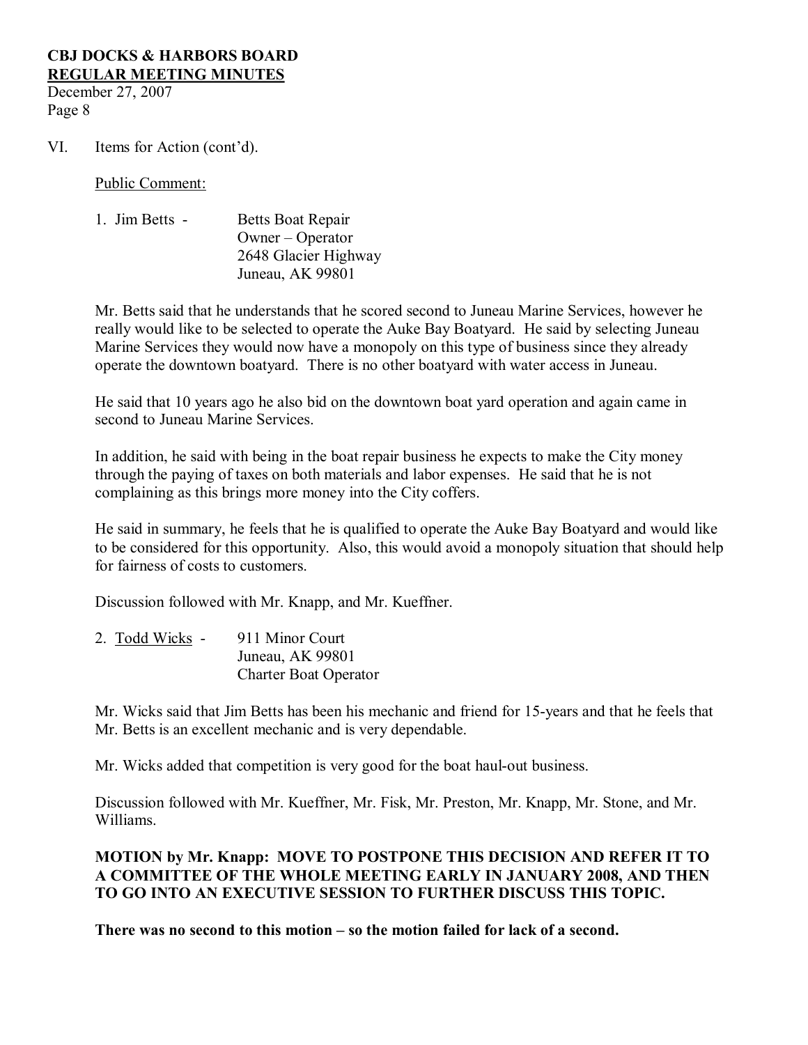VI. Items for Action (cont'd).

Public Comment:

1. Jim Betts - Betts Boat Repair
   Owner – Operator
   2648 Glacier Highway
   Juneau, AK 99801

Mr. Betts said that he understands that he scored second to Juneau Marine Services, however he really would like to be selected to operate the Auke Bay Boatyard. He said by selecting Juneau Marine Services they would now have a monopoly on this type of business since they already operate the downtown boatyard. There is no other boatyard with water access in Juneau.

He said that 10 years ago he also bid on the downtown boat yard operation and again came in second to Juneau Marine Services.

In addition, he said with being in the boat repair business he expects to make the City money through the paying of taxes on both materials and labor expenses. He said that he is not complaining as this brings more money into the City coffers.

He said in summary, he feels that he is qualified to operate the Auke Bay Boatyard and would like to be considered for this opportunity. Also, this would avoid a monopoly situation that should help for fairness of costs to customers.

Discussion followed with Mr. Knapp, and Mr. Kueffner.

2. Todd Wicks - 911 Minor Court
   Juneau, AK 99801
   Charter Boat Operator

Mr. Wicks said that Jim Betts has been his mechanic and friend for 15-years and that he feels that Mr. Betts is an excellent mechanic and is very dependable.

Mr. Wicks added that competition is very good for the boat haul-out business.

Discussion followed with Mr. Kueffner, Mr. Fisk, Mr. Preston, Mr. Knapp, Mr. Stone, and Mr. Williams.

**MOTION by Mr. Knapp: MOVE TO POSTPONE THIS DECISION AND REFER IT TO A COMMITTEE OF THE WHOLE MEETING EARLY IN JANUARY 2008, AND THEN TO GO INTO AN EXECUTIVE SESSION TO FURTHER DISCUSS THIS TOPIC.**

**There was no second to this motion – so the motion failed for lack of a second.**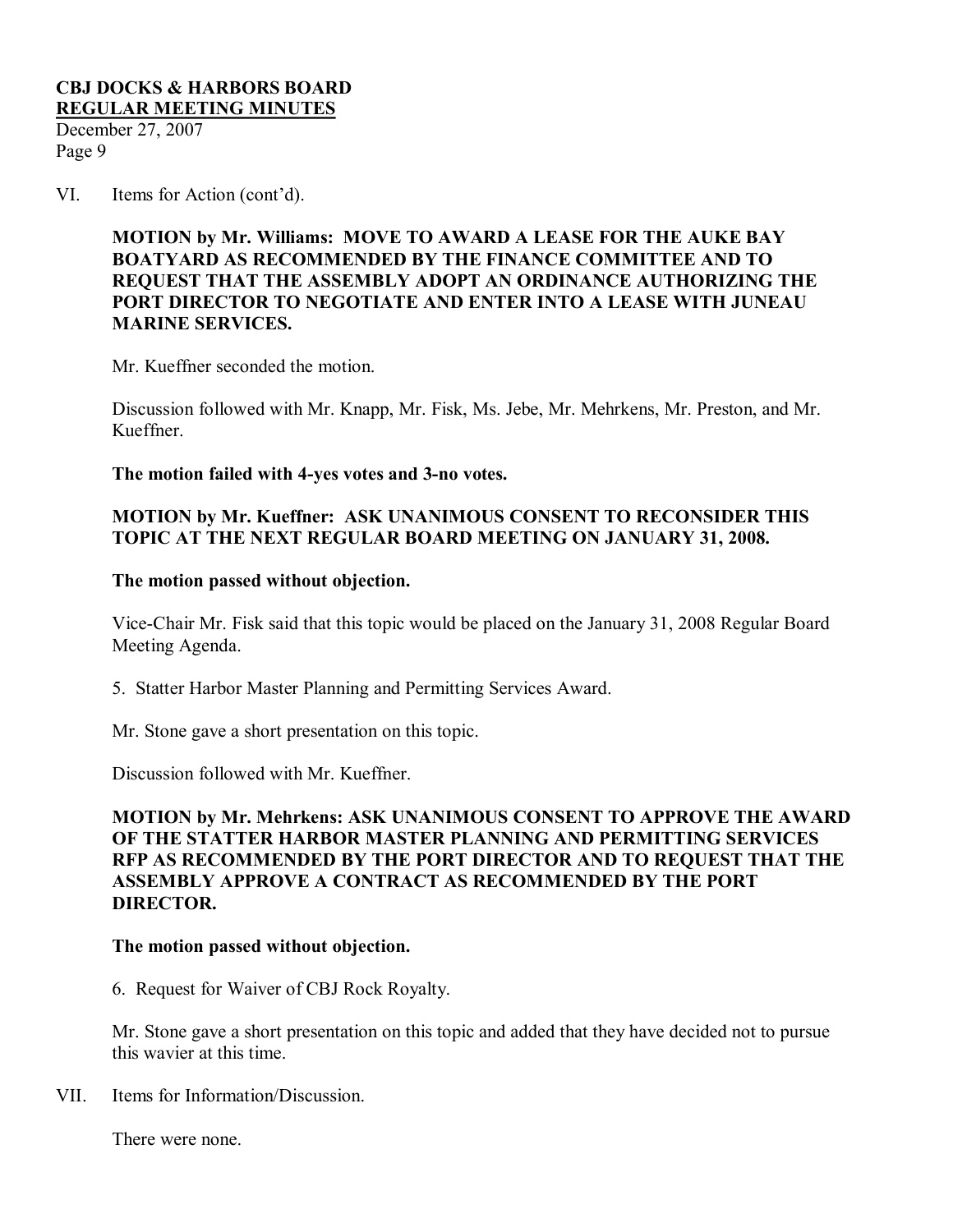VI. Items for Action (cont'd).

**MOTION by Mr. Williams: MOVE TO AWARD A LEASE FOR THE AUKE BAY BOATYARD AS RECOMMENDED BY THE FINANCE COMMITTEE AND TO REQUEST THAT THE ASSEMBLY ADOPT AN ORDINANCE AUTHORIZING THE PORT DIRECTOR TO NEGOTIATE AND ENTER INTO A LEASE WITH JUNEAU MARINE SERVICES.**

Mr. Kueffner seconded the motion.

Discussion followed with Mr. Knapp, Mr. Fisk, Ms. Jebe, Mr. Mehrkens, Mr. Preston, and Mr. Kueffner.

**The motion failed with 4-yes votes and 3-no votes.**

**MOTION by Mr. Kueffner: ASK UNANIMOUS CONSENT TO RECONSIDER THIS TOPIC AT THE NEXT REGULAR BOARD MEETING ON JANUARY 31, 2008.**

**The motion passed without objection.**

Vice-Chair Mr. Fisk said that this topic would be placed on the January 31, 2008 Regular Board Meeting Agenda.

5. Statter Harbor Master Planning and Permitting Services Award.

Mr. Stone gave a short presentation on this topic.

Discussion followed with Mr. Kueffner.

**MOTION by Mr. Mehrkens: ASK UNANIMOUS CONSENT TO APPROVE THE AWARD OF THE STATTER HARBOR MASTER PLANNING AND PERMITTING SERVICES RFP AS RECOMMENDED BY THE PORT DIRECTOR AND TO REQUEST THAT THE ASSEMBLY APPROVE A CONTRACT AS RECOMMENDED BY THE PORT DIRECTOR.**

**The motion passed without objection.**

6. Request for Waiver of CBJ Rock Royalty.

Mr. Stone gave a short presentation on this topic and added that they have decided not to pursue this wavier at this time.

VII. Items for Information/Discussion.

There were none.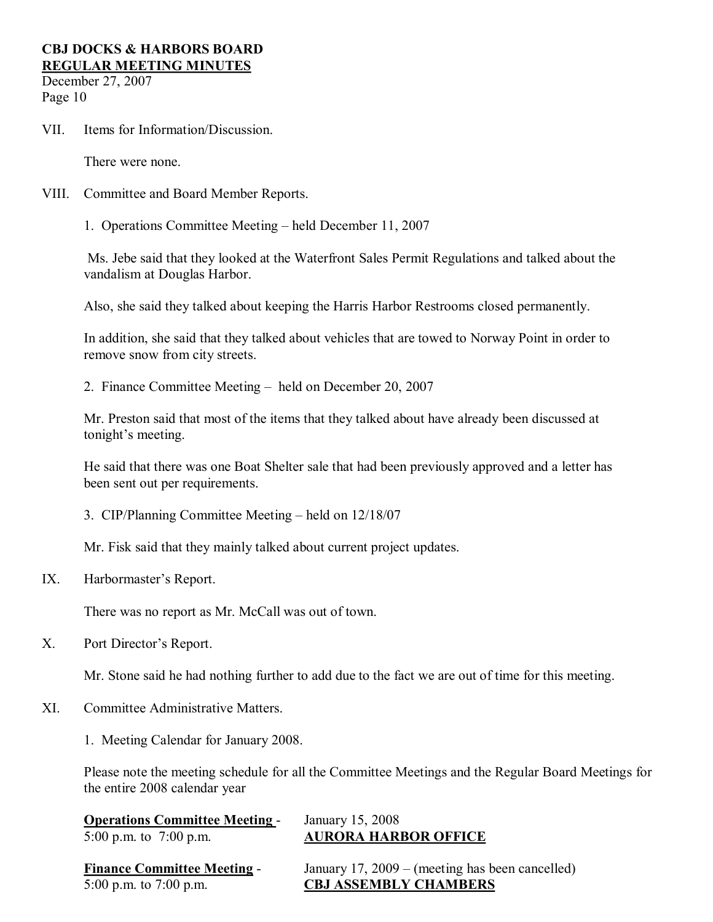VII. Items for Information/Discussion.

There were none.

VIII. Committee and Board Member Reports.

1. Operations Committee Meeting – held December 11, 2007

Ms. Jebe said that they looked at the Waterfront Sales Permit Regulations and talked about the vandalism at Douglas Harbor.

Also, she said they talked about keeping the Harris Harbor Restrooms closed permanently.

In addition, she said that they talked about vehicles that are towed to Norway Point in order to remove snow from city streets.

2. Finance Committee Meeting – held on December 20, 2007

Mr. Preston said that most of the items that they talked about have already been discussed at tonight's meeting.

He said that there was one Boat Shelter sale that had been previously approved and a letter has been sent out per requirements.

3. CIP/Planning Committee Meeting – held on 12/18/07

Mr. Fisk said that they mainly talked about current project updates.

IX. Harbormaster's Report.

There was no report as Mr. McCall was out of town.

X. Port Director's Report.

Mr. Stone said he had nothing further to add due to the fact we are out of time for this meeting.

XI. Committee Administrative Matters.

1. Meeting Calendar for January 2008.

Please note the meeting schedule for all the Committee Meetings and the Regular Board Meetings for the entire 2008 calendar year

**Operations Committee Meeting** - 5:00 p.m. to 7:00 p.m. — January 15, 2008 **AURORA HARBOR OFFICE**

**Finance Committee Meeting** - 5:00 p.m. to 7:00 p.m. — January 17, 2009 – (meeting has been cancelled) **CBJ ASSEMBLY CHAMBERS**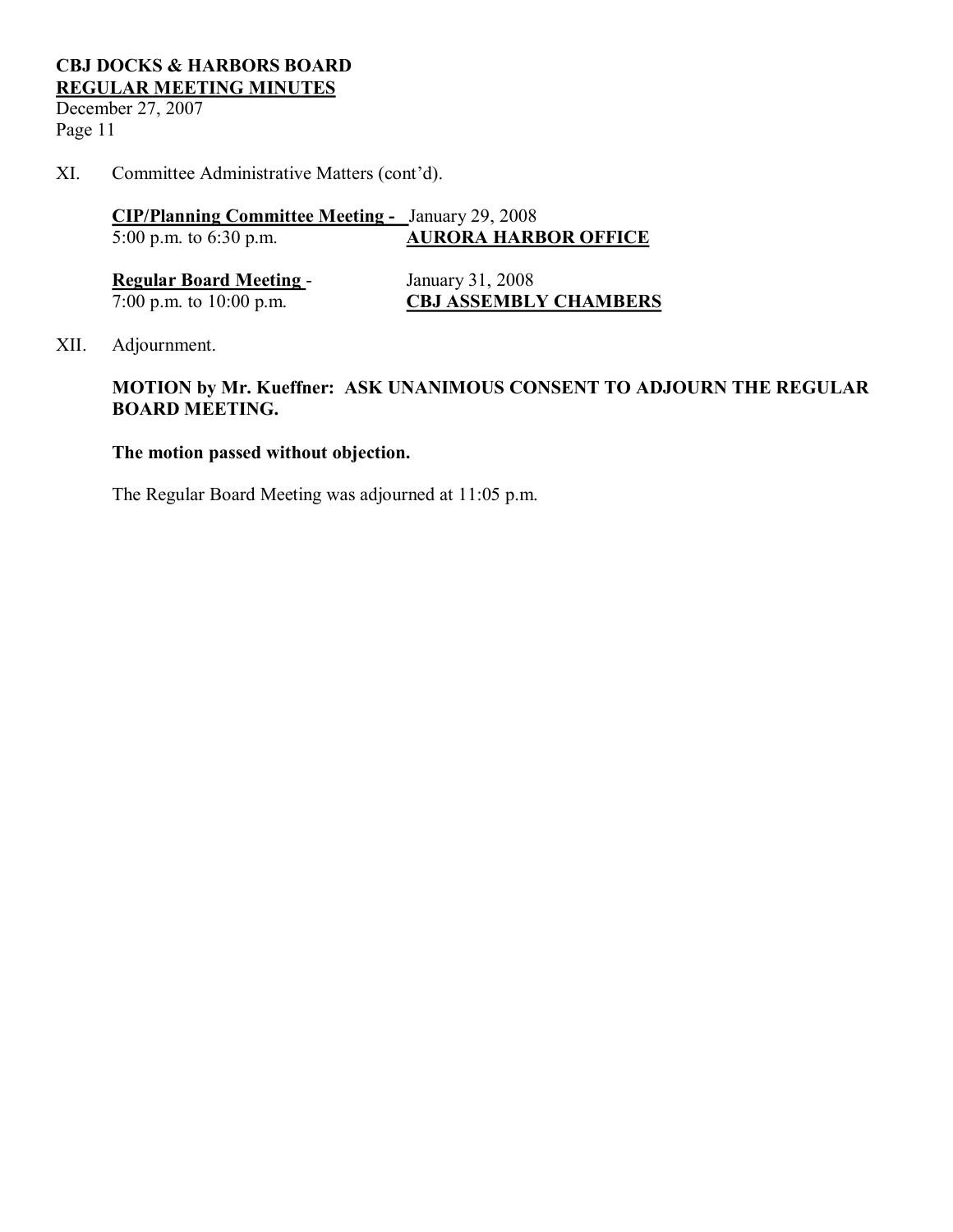XI. Committee Administrative Matters (cont'd).

**CIP/Planning Committee Meeting -** January 29, 2008
5:00 p.m. to 6:30 p.m. **AURORA HARBOR OFFICE**

**Regular Board Meeting** - January 31, 2008
7:00 p.m. to 10:00 p.m. **CBJ ASSEMBLY CHAMBERS**

XII. Adjournment.

**MOTION by Mr. Kueffner: ASK UNANIMOUS CONSENT TO ADJOURN THE REGULAR BOARD MEETING.**

**The motion passed without objection.**

The Regular Board Meeting was adjourned at 11:05 p.m.